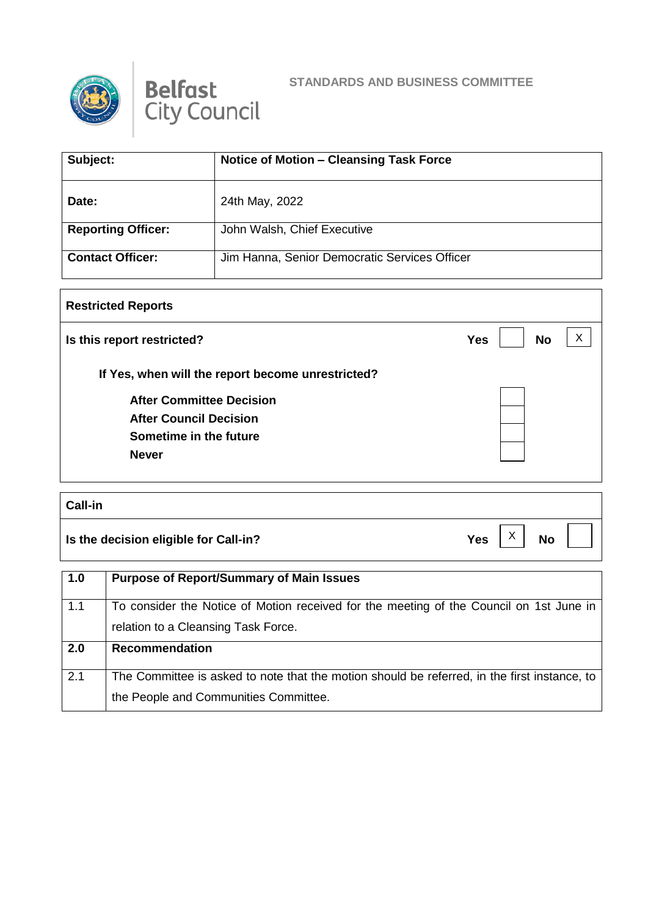Belfast City Council

**STANDARDS AND BUSINESS COMMITTEE**

| | |
|---|---|
| **Subject:** | **Notice of Motion – Cleansing Task Force** |
| **Date:** | 24th May, 2022 |
| **Reporting Officer:** | John Walsh, Chief Executive |
| **Contact Officer:** | Jim Hanna, Senior Democratic Services Officer |

| **Restricted Reports** | | | | |
|---|---|---|---|---|
| **Is this report restricted?** | **Yes** | | **No** | X |
| **If Yes, when will the report become unrestricted?** | | | | |
| **After Committee Decision** | | | | |
| **After Council Decision** | | | | |
| **Sometime in the future** | | | | |
| **Never** | | | | |

| **Call-in** | | | | |
|---|---|---|---|---|
| **Is the decision eligible for Call-in?** | **Yes** | X | **No** | |

| | |
|---|---|
| **1.0** | **Purpose of Report/Summary of Main Issues** |
| 1.1 | To consider the Notice of Motion received for the meeting of the Council on 1st June in relation to a Cleansing Task Force. |
| **2.0** | **Recommendation** |
| 2.1 | The Committee is asked to note that the motion should be referred, in the first instance, to the People and Communities Committee. |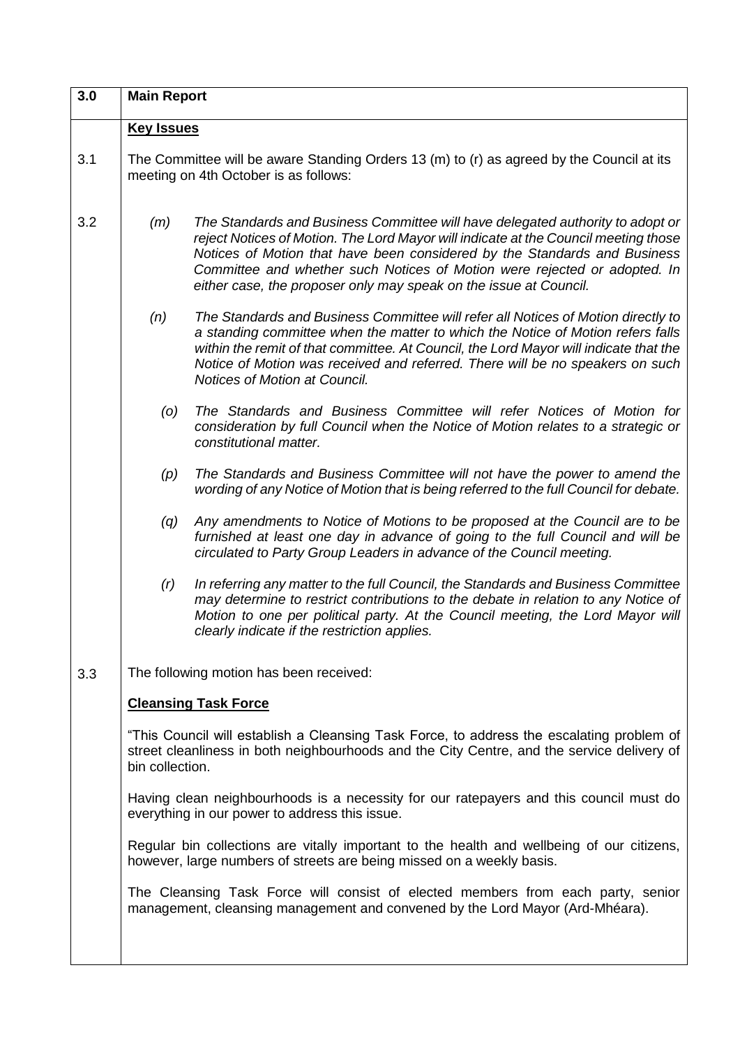| 3.0 | **Main Report** |
|---|---|
| | **Key Issues** |
| 3.1 | The Committee will be aware Standing Orders 13 (m) to (r) as agreed by the Council at its meeting on 4th October is as follows: |
| 3.2 | *(m) The Standards and Business Committee will have delegated authority to adopt or reject Notices of Motion. The Lord Mayor will indicate at the Council meeting those Notices of Motion that have been considered by the Standards and Business Committee and whether such Notices of Motion were rejected or adopted. In either case, the proposer only may speak on the issue at Council.*<br><br>*(n) The Standards and Business Committee will refer all Notices of Motion directly to a standing committee when the matter to which the Notice of Motion refers falls within the remit of that committee. At Council, the Lord Mayor will indicate that the Notice of Motion was received and referred. There will be no speakers on such Notices of Motion at Council.*<br><br>*(o) The Standards and Business Committee will refer Notices of Motion for consideration by full Council when the Notice of Motion relates to a strategic or constitutional matter.*<br><br>*(p) The Standards and Business Committee will not have the power to amend the wording of any Notice of Motion that is being referred to the full Council for debate.*<br><br>*(q) Any amendments to Notice of Motions to be proposed at the Council are to be furnished at least one day in advance of going to the full Council and will be circulated to Party Group Leaders in advance of the Council meeting.*<br><br>*(r) In referring any matter to the full Council, the Standards and Business Committee may determine to restrict contributions to the debate in relation to any Notice of Motion to one per political party. At the Council meeting, the Lord Mayor will clearly indicate if the restriction applies.* |
| 3.3 | The following motion has been received:<br><br>**Cleansing Task Force**<br><br>"This Council will establish a Cleansing Task Force, to address the escalating problem of street cleanliness in both neighbourhoods and the City Centre, and the service delivery of bin collection.<br><br>Having clean neighbourhoods is a necessity for our ratepayers and this council must do everything in our power to address this issue.<br><br>Regular bin collections are vitally important to the health and wellbeing of our citizens, however, large numbers of streets are being missed on a weekly basis.<br><br>The Cleansing Task Force will consist of elected members from each party, senior management, cleansing management and convened by the Lord Mayor (Ard-Mhéara). |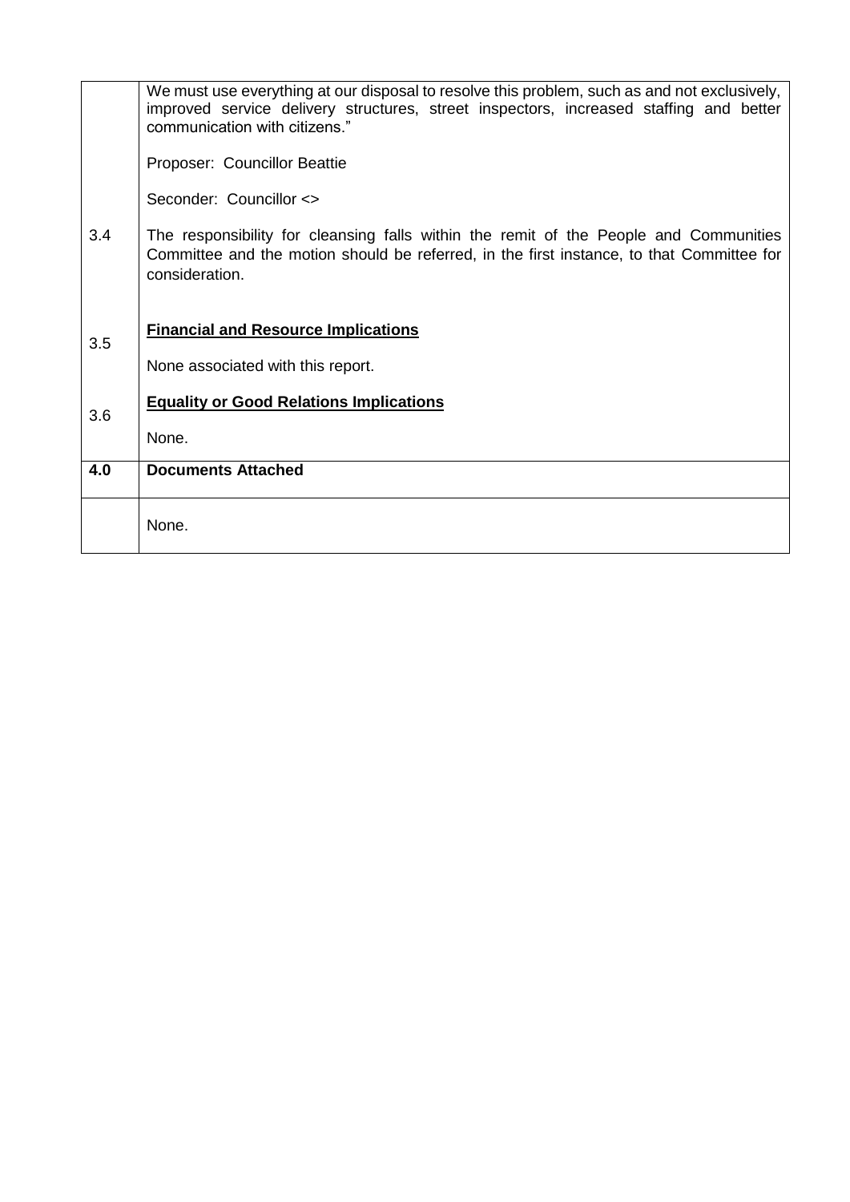| | |
|---|---|
| | We must use everything at our disposal to resolve this problem, such as and not exclusively, improved service delivery structures, street inspectors, increased staffing and better communication with citizens."<br><br>Proposer: Councillor Beattie<br><br>Seconder: Councillor <> |
| 3.4 | The responsibility for cleansing falls within the remit of the People and Communities Committee and the motion should be referred, in the first instance, to that Committee for consideration. |
| 3.5 | **Financial and Resource Implications**<br><br>None associated with this report. |
| 3.6 | **Equality or Good Relations Implications**<br><br>None. |
| **4.0** | **Documents Attached** |
| | None. |